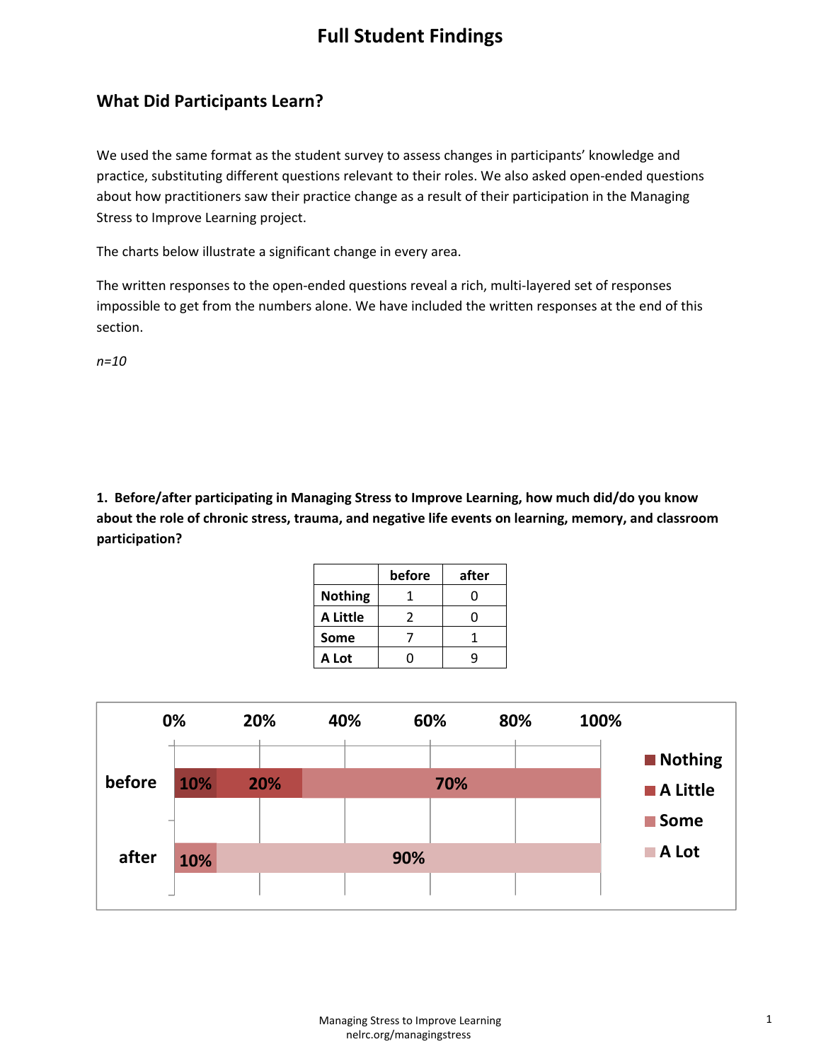# Full Student Findings

## What Did Participants Learn?

We used the same format as the student survey to assess changes in participants' knowledge and practice, substituting different questions relevant to their roles. We also asked open-ended questions about how practitioners saw their practice change as a result of their participation in the Managing Stress to Improve Learning project.

The charts below illustrate a significant change in every area.

The written responses to the open-ended questions reveal a rich, multi-layered set of responses impossible to get from the numbers alone. We have included the written responses at the end of this section.

*n=10*

**1. Before/after participating in Managing Stress to Improve Learning, how much did/do you know about the role of chronic stress, trauma, and negative life events on learning, memory, and classroom participation?**

| | before | after |
|---|---|---|
| **Nothing** | 1 | 0 |
| **A Little** | 2 | 0 |
| **Some** | 7 | 1 |
| **A Lot** | 0 | 9 |

0% 20% 40% 60% 80% 100%

before 10% 20% 70%

after 10% 90%

Nothing
A Little
Some
A Lot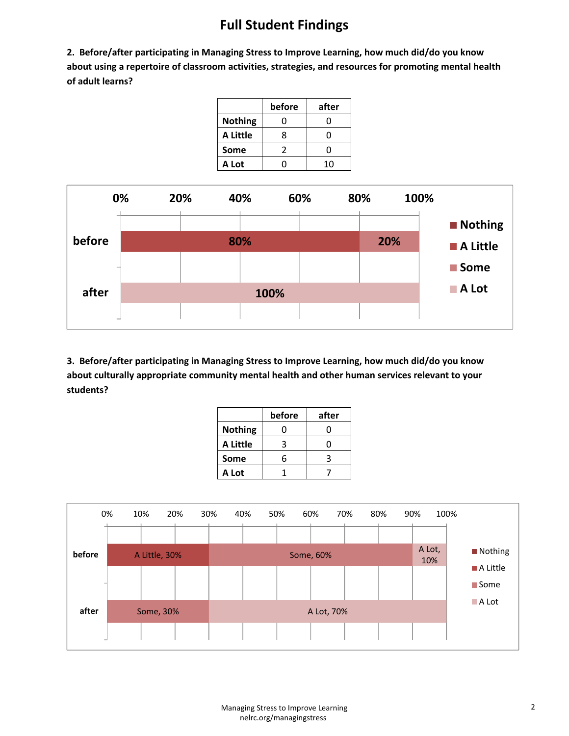# Full Student Findings

**2. Before/after participating in Managing Stress to Improve Learning, how much did/do you know about using a repertoire of classroom activities, strategies, and resources for promoting mental health of adult learns?**

| | before | after |
|---|---|---|
| **Nothing** | 0 | 0 |
| **A Little** | 8 | 0 |
| **Some** | 2 | 0 |
| **A Lot** | 0 | 10 |

0% 20% 40% 60% 80% 100%

before 80% 20%

after 100%

Nothing
A Little
Some
A Lot

**3. Before/after participating in Managing Stress to Improve Learning, how much did/do you know about culturally appropriate community mental health and other human services relevant to your students?**

| | before | after |
|---|---|---|
| **Nothing** | 0 | 0 |
| **A Little** | 3 | 0 |
| **Some** | 6 | 3 |
| **A Lot** | 1 | 7 |

0% 10% 20% 30% 40% 50% 60% 70% 80% 90% 100%

before A Little, 30% Some, 60% A Lot, 10%

after Some, 30% A Lot, 70%

Nothing
A Little
Some
A Lot

Managing Stress to Improve Learning
nelrc.org/managingstress